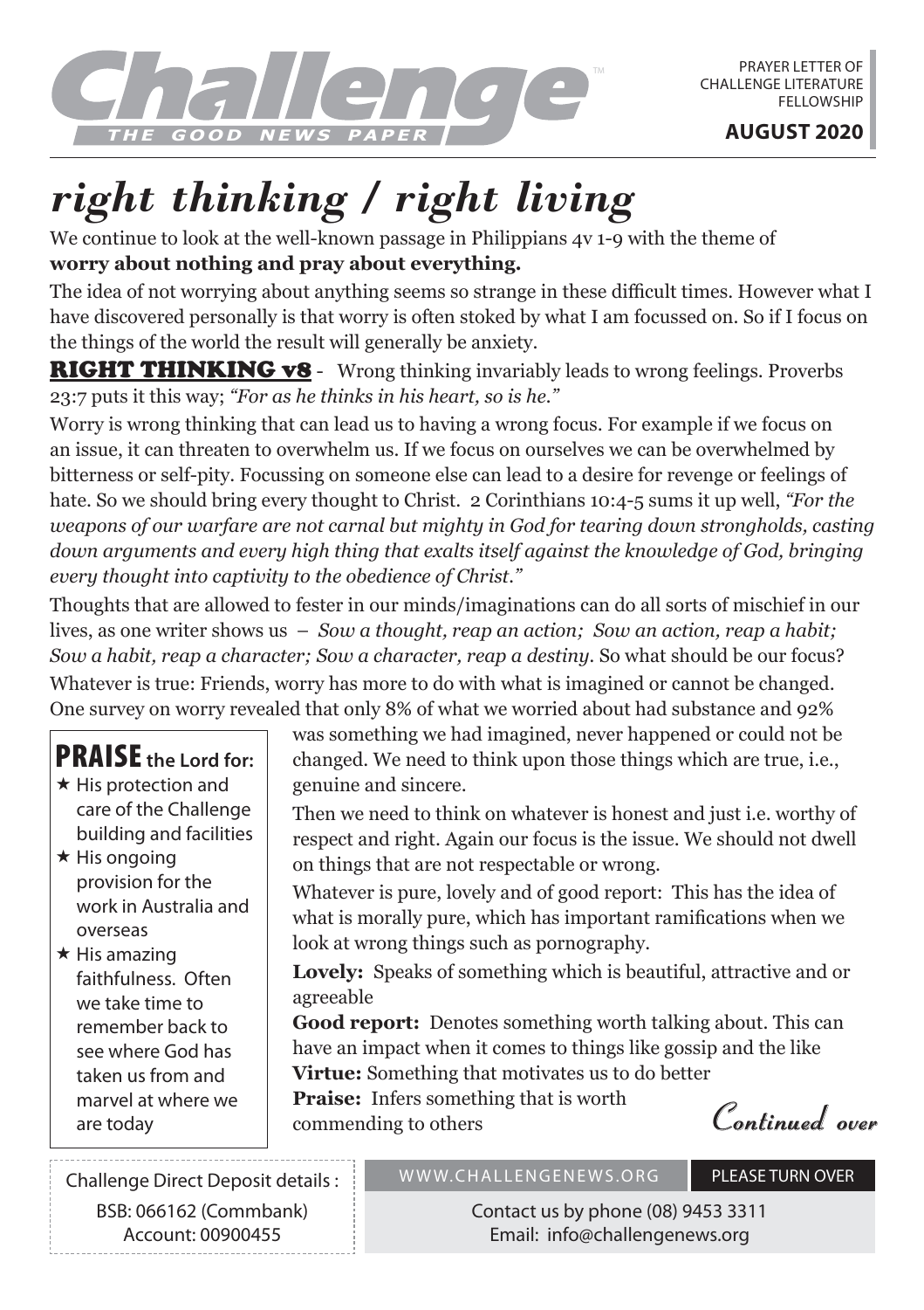# Challenge

THE GOOD NEWS PAPER

PRAYER LETTER OF CHALLENGE LITERATURE FELLOWSHIP

**AUGUST 2020**

# *right thinking / right living*

We continue to look at the well-known passage in Philippians 4v 1-9 with the theme of **worry about nothing and pray about everything.**

The idea of not worrying about anything seems so strange in these difficult times. However what I have discovered personally is that worry is often stoked by what I am focussed on. So if I focus on the things of the world the result will generally be anxiety.

**RIGHT THINKING v8** - Wrong thinking invariably leads to wrong feelings. Proverbs 23:7 puts it this way; *"For as he thinks in his heart, so is he."*

Worry is wrong thinking that can lead us to having a wrong focus. For example if we focus on an issue, it can threaten to overwhelm us. If we focus on ourselves we can be overwhelmed by bitterness or self-pity. Focussing on someone else can lead to a desire for revenge or feelings of hate. So we should bring every thought to Christ. 2 Corinthians 10:4-5 sums it up well, *"For the weapons of our warfare are not carnal but mighty in God for tearing down strongholds, casting down arguments and every high thing that exalts itself against the knowledge of God, bringing every thought into captivity to the obedience of Christ."*

Thoughts that are allowed to fester in our minds/imaginations can do all sorts of mischief in our lives, as one writer shows us – *Sow a thought, reap an action; Sow an action, reap a habit; Sow a habit, reap a character; Sow a character, reap a destiny.* So what should be our focus?

Whatever is true: Friends, worry has more to do with what is imagined or cannot be changed. One survey on worry revealed that only 8% of what we worried about had substance and 92% was something we had imagined, never happened or could not be changed. We need to think upon those things which are true, i.e., genuine and sincere.

Then we need to think on whatever is honest and just i.e. worthy of respect and right. Again our focus is the issue. We should not dwell on things that are not respectable or wrong.

Whatever is pure, lovely and of good report: This has the idea of what is morally pure, which has important ramifications when we look at wrong things such as pornography.

**Lovely:** Speaks of something which is beautiful, attractive and or agreeable

**Good report:** Denotes something worth talking about. This can have an impact when it comes to things like gossip and the like

**Virtue:** Something that motivates us to do better

**Praise:** Infers something that is worth commending to others

*Continued over*

## PRAISE the Lord for:

- ★ His protection and care of the Challenge building and facilities
- ★ His ongoing provision for the work in Australia and overseas
- ★ His amazing faithfulness. Often we take time to remember back to see where God has taken us from and marvel at where we are today

Challenge Direct Deposit details :
BSB: 066162 (Commbank)
Account: 00900455

WWW.CHALLENGENEWS.ORG

PLEASE TURN OVER

Contact us by phone (08) 9453 3311
Email: info@challengenews.org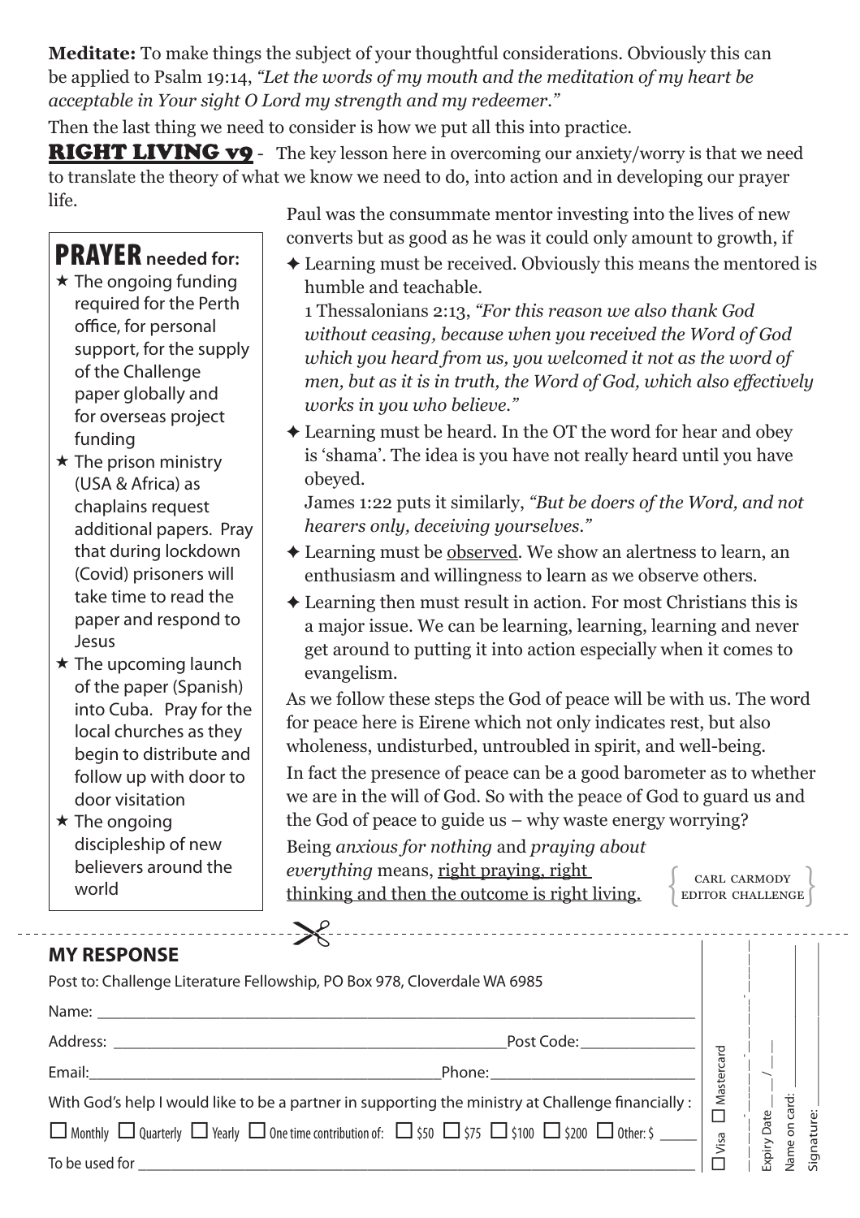**Meditate:** To make things the subject of your thoughtful considerations. Obviously this can be applied to Psalm 19:14, *"Let the words of my mouth and the meditation of my heart be acceptable in Your sight O Lord my strength and my redeemer."*

Then the last thing we need to consider is how we put all this into practice.

**RIGHT LIVING v9** - The key lesson here in overcoming our anxiety/worry is that we need to translate the theory of what we know we need to do, into action and in developing our prayer life.

Paul was the consummate mentor investing into the lives of new converts but as good as he was it could only amount to growth, if

- ✦ Learning must be received. Obviously this means the mentored is humble and teachable.
  1 Thessalonians 2:13, *"For this reason we also thank God without ceasing, because when you received the Word of God which you heard from us, you welcomed it not as the word of men, but as it is in truth, the Word of God, which also effectively works in you who believe."*
- ✦ Learning must be heard. In the OT the word for hear and obey is 'shama'. The idea is you have not really heard until you have obeyed.
  James 1:22 puts it similarly, *"But be doers of the Word, and not hearers only, deceiving yourselves."*
- ✦ Learning must be observed. We show an alertness to learn, an enthusiasm and willingness to learn as we observe others.
- ✦ Learning then must result in action. For most Christians this is a major issue. We can be learning, learning, learning and never get around to putting it into action especially when it comes to evangelism.

As we follow these steps the God of peace will be with us. The word for peace here is Eirene which not only indicates rest, but also wholeness, undisturbed, untroubled in spirit, and well-being.

In fact the presence of peace can be a good barometer as to whether we are in the will of God. So with the peace of God to guard us and the God of peace to guide us – why waste energy worrying?

Being *anxious for nothing* and *praying about everything* means, right praying, right thinking and then the outcome is right living.

CARL CARMODY
EDITOR CHALLENGE

## PRAYER needed for:

- ★ The ongoing funding required for the Perth office, for personal support, for the supply of the Challenge paper globally and for overseas project funding
- ★ The prison ministry (USA & Africa) as chaplains request additional papers. Pray that during lockdown (Covid) prisoners will take time to read the paper and respond to Jesus
- ★ The upcoming launch of the paper (Spanish) into Cuba. Pray for the local churches as they begin to distribute and follow up with door to door visitation
- ★ The ongoing discipleship of new believers around the world

## MY RESPONSE

Post to: Challenge Literature Fellowship, PO Box 978, Cloverdale WA 6985

Name: ______________________________

Address: ______________________________ Post Code: ____________

Email: ______________________________ Phone: ____________

With God's help I would like to be a partner in supporting the ministry at Challenge financially :

☐ Monthly ☐ Quarterly ☐ Yearly ☐ One time contribution of: ☐ $50 ☐ $75 ☐ $100 ☐ $200 ☐ Other: $ _____

To be used for ______________________________

☐ Visa ☐ Mastercard

Expiry Date __ / __

Name on card: ____________

Signature: ____________